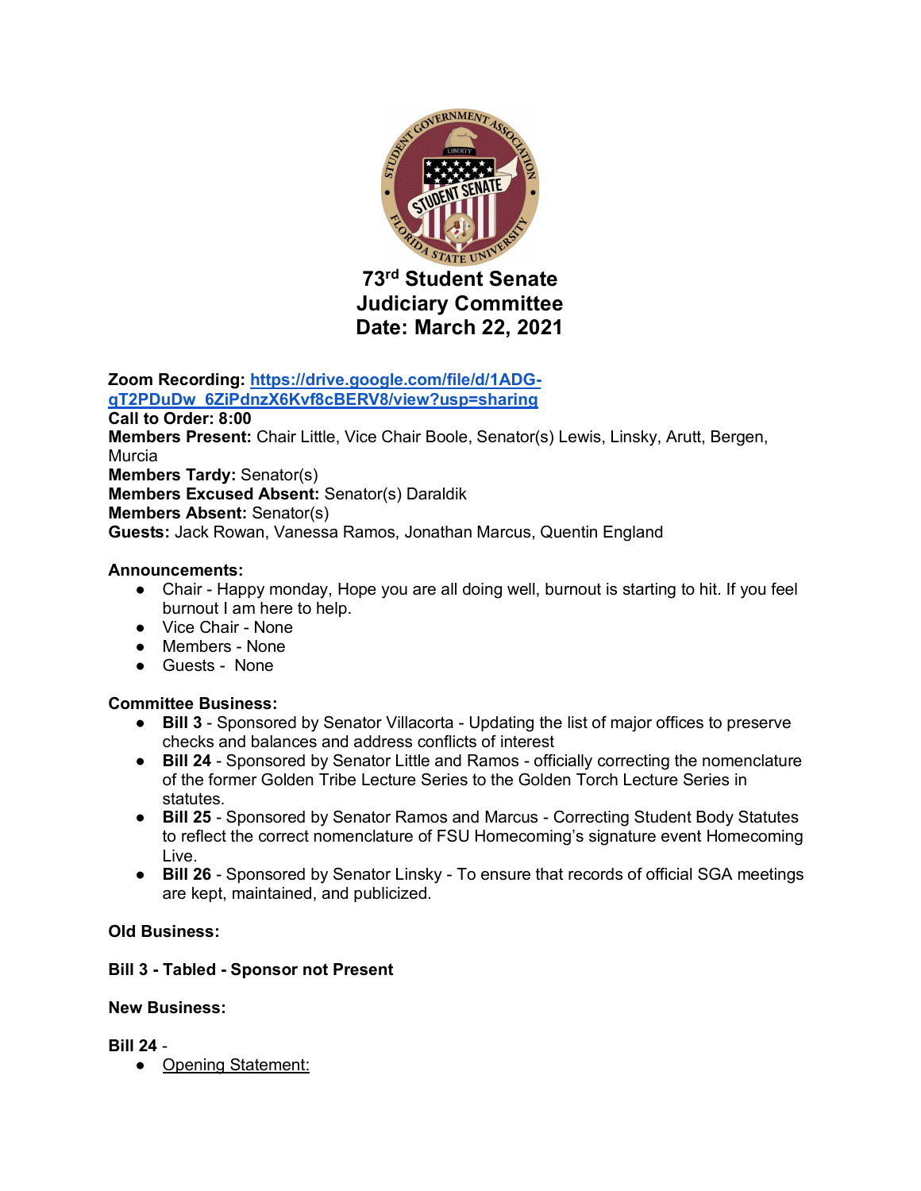# 73rd Student Senate
# Judiciary Committee
# Date: March 22, 2021

**Zoom Recording:** [https://drive.google.com/file/d/1ADG-qT2PDuDw_6ZiPdnzX6Kvf8cBERV8/view?usp=sharing](https://drive.google.com/file/d/1ADG-qT2PDuDw_6ZiPdnzX6Kvf8cBERV8/view?usp=sharing)
**Call to Order: 8:00**
**Members Present:** Chair Little, Vice Chair Boole, Senator(s) Lewis, Linsky, Arutt, Bergen, Murcia
**Members Tardy:** Senator(s)
**Members Excused Absent:** Senator(s) Daraldik
**Members Absent:** Senator(s)
**Guests:** Jack Rowan, Vanessa Ramos, Jonathan Marcus, Quentin England

**Announcements:**

- Chair - Happy monday, Hope you are all doing well, burnout is starting to hit. If you feel burnout I am here to help.
- Vice Chair - None
- Members - None
- Guests - None

**Committee Business:**

- **Bill 3** - Sponsored by Senator Villacorta - Updating the list of major offices to preserve checks and balances and address conflicts of interest
- **Bill 24** - Sponsored by Senator Little and Ramos - officially correcting the nomenclature of the former Golden Tribe Lecture Series to the Golden Torch Lecture Series in statutes.
- **Bill 25** - Sponsored by Senator Ramos and Marcus - Correcting Student Body Statutes to reflect the correct nomenclature of FSU Homecoming's signature event Homecoming Live.
- **Bill 26** - Sponsored by Senator Linsky - To ensure that records of official SGA meetings are kept, maintained, and publicized.

**Old Business:**

**Bill 3 - Tabled - Sponsor not Present**

**New Business:**

**Bill 24** -

- Opening Statement: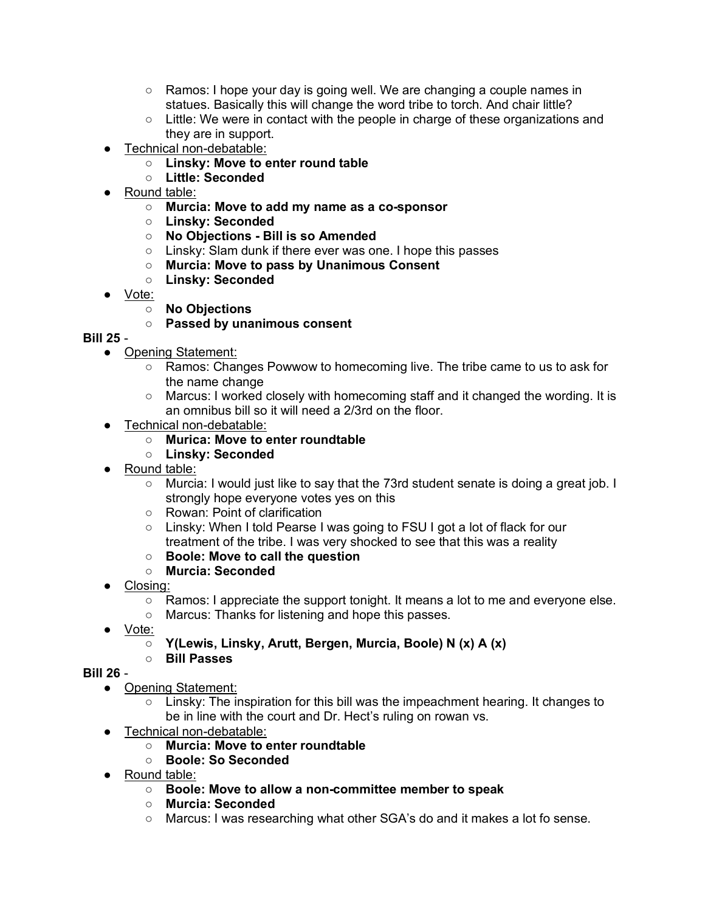- Ramos: I hope your day is going well. We are changing a couple names in statues. Basically this will change the word tribe to torch. And chair little?
  - Little: We were in contact with the people in charge of these organizations and they are in support.
- Technical non-debatable:
  - **Linsky: Move to enter round table**
  - **Little: Seconded**
- Round table:
  - **Murcia: Move to add my name as a co-sponsor**
  - **Linsky: Seconded**
  - **No Objections - Bill is so Amended**
  - Linsky: Slam dunk if there ever was one. I hope this passes
  - **Murcia: Move to pass by Unanimous Consent**
  - **Linsky: Seconded**
- Vote:
  - **No Objections**
  - **Passed by unanimous consent**

**Bill 25** -

- Opening Statement:
  - Ramos: Changes Powwow to homecoming live. The tribe came to us to ask for the name change
  - Marcus: I worked closely with homecoming staff and it changed the wording. It is an omnibus bill so it will need a 2/3rd on the floor.
- Technical non-debatable:
  - **Murica: Move to enter roundtable**
  - **Linsky: Seconded**
- Round table:
  - Murcia: I would just like to say that the 73rd student senate is doing a great job. I strongly hope everyone votes yes on this
  - Rowan: Point of clarification
  - Linsky: When I told Pearse I was going to FSU I got a lot of flack for our treatment of the tribe. I was very shocked to see that this was a reality
  - **Boole: Move to call the question**
  - **Murcia: Seconded**
- Closing:
  - Ramos: I appreciate the support tonight. It means a lot to me and everyone else.
  - Marcus: Thanks for listening and hope this passes.
- Vote:
  - **Y(Lewis, Linsky, Arutt, Bergen, Murcia, Boole) N (x) A (x)**
  - **Bill Passes**

**Bill 26** -

- Opening Statement:
  - Linsky: The inspiration for this bill was the impeachment hearing. It changes to be in line with the court and Dr. Hect's ruling on rowan vs.
- Technical non-debatable:
  - **Murcia: Move to enter roundtable**
  - **Boole: So Seconded**
- Round table:
  - **Boole: Move to allow a non-committee member to speak**
  - **Murcia: Seconded**
  - Marcus: I was researching what other SGA's do and it makes a lot fo sense.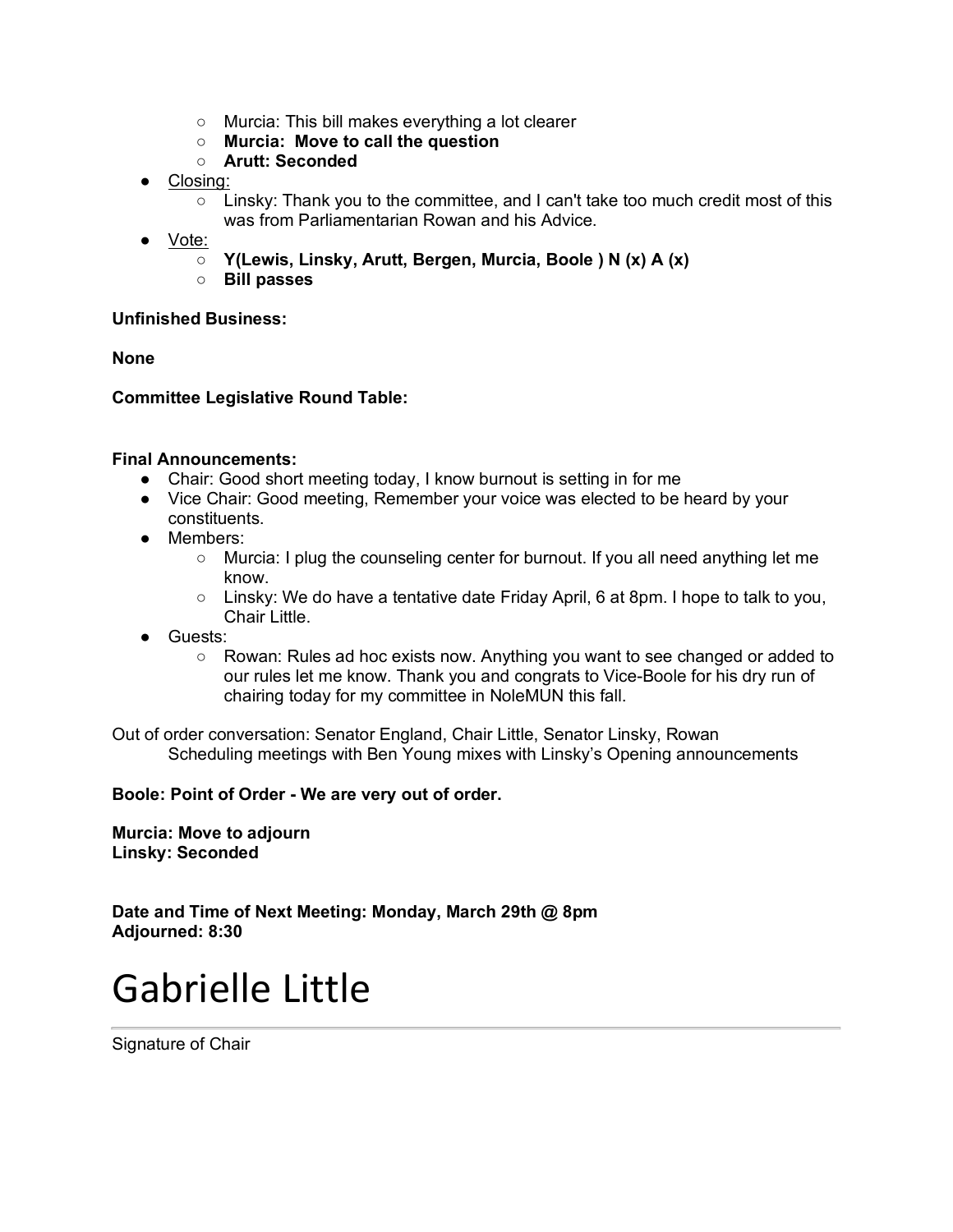- Murcia: This bill makes everything a lot clearer
    - **Murcia: Move to call the question**
    - **Arutt: Seconded**
- Closing:
    - Linsky: Thank you to the committee, and I can't take too much credit most of this was from Parliamentarian Rowan and his Advice.
- Vote:
    - **Y(Lewis, Linsky, Arutt, Bergen, Murcia, Boole ) N (x) A (x)**
    - **Bill passes**

**Unfinished Business:**

**None**

**Committee Legislative Round Table:**

**Final Announcements:**

- Chair: Good short meeting today, I know burnout is setting in for me
- Vice Chair: Good meeting, Remember your voice was elected to be heard by your constituents.
- Members:
    - Murcia: I plug the counseling center for burnout. If you all need anything let me know.
    - Linsky: We do have a tentative date Friday April, 6 at 8pm. I hope to talk to you, Chair Little.
- Guests:
    - Rowan: Rules ad hoc exists now. Anything you want to see changed or added to our rules let me know. Thank you and congrats to Vice-Boole for his dry run of chairing today for my committee in NoleMUN this fall.

Out of order conversation: Senator England, Chair Little, Senator Linsky, Rowan
Scheduling meetings with Ben Young mixes with Linsky's Opening announcements

**Boole: Point of Order - We are very out of order.**

**Murcia: Move to adjourn**
**Linsky: Seconded**

**Date and Time of Next Meeting: Monday, March 29th @ 8pm**
**Adjourned: 8:30**

Gabrielle Little

---

Signature of Chair